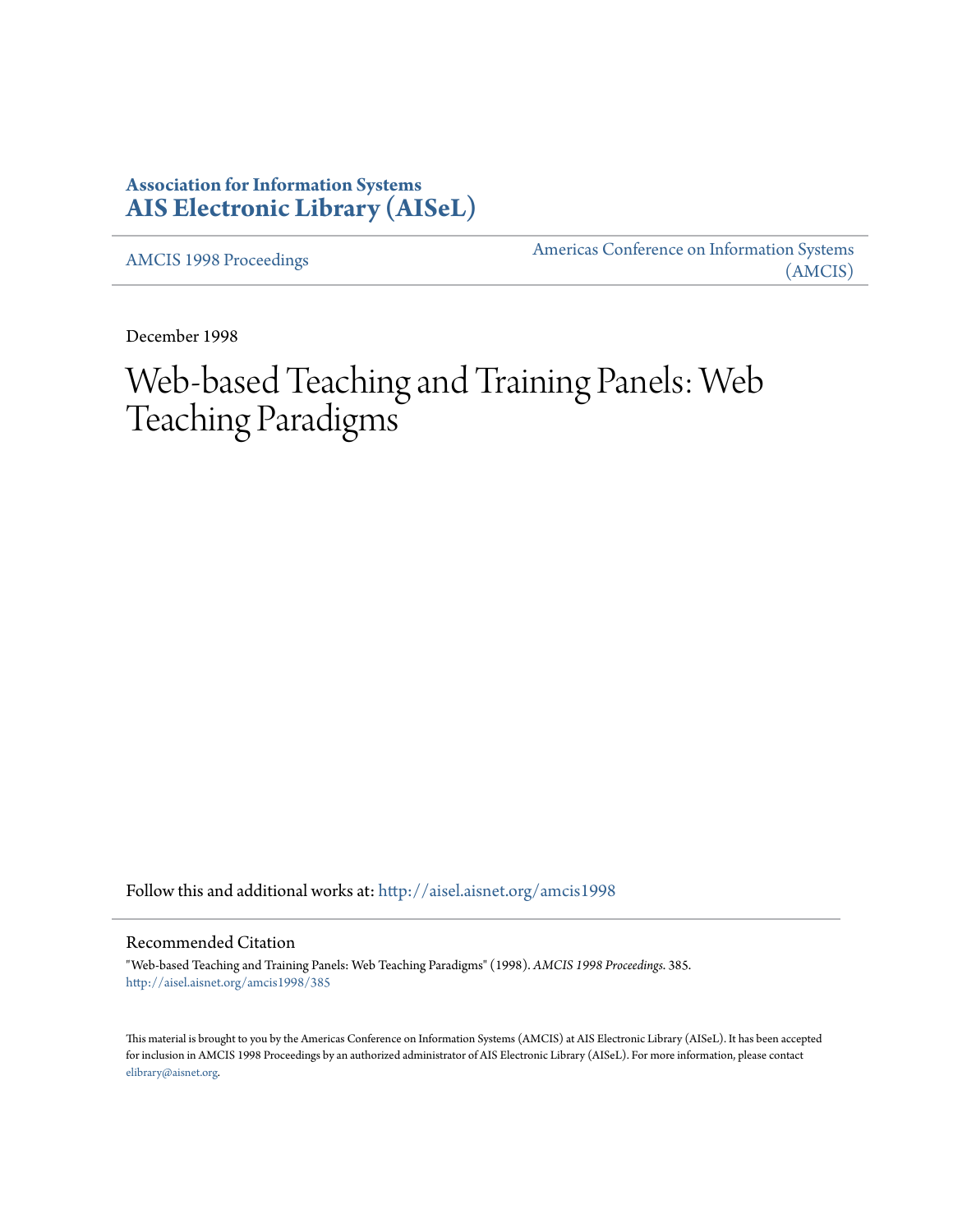**Association for Information Systems**
**AIS Electronic Library (AISeL)**

AMCIS 1998 Proceedings

Americas Conference on Information Systems (AMCIS)

December 1998

# Web-based Teaching and Training Panels: Web Teaching Paradigms

Follow this and additional works at: http://aisel.aisnet.org/amcis1998

## Recommended Citation

"Web-based Teaching and Training Panels: Web Teaching Paradigms" (1998). *AMCIS 1998 Proceedings*. 385.
http://aisel.aisnet.org/amcis1998/385

This material is brought to you by the Americas Conference on Information Systems (AMCIS) at AIS Electronic Library (AISeL). It has been accepted for inclusion in AMCIS 1998 Proceedings by an authorized administrator of AIS Electronic Library (AISeL). For more information, please contact elibrary@aisnet.org.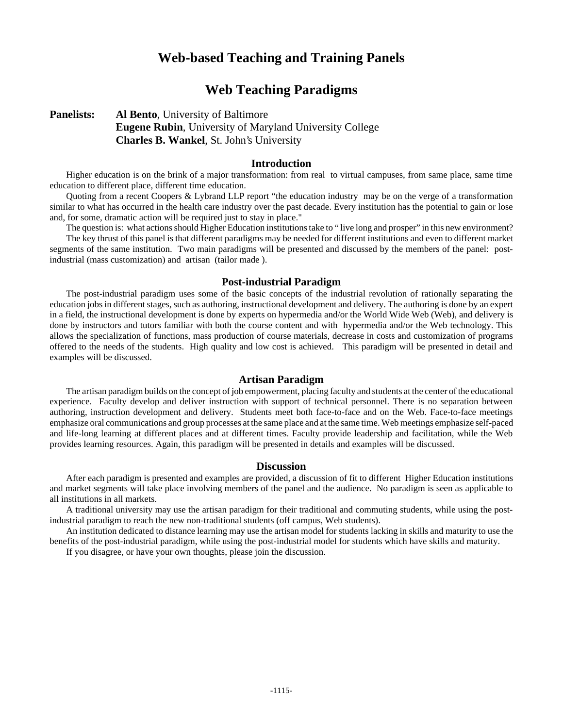# Web-based Teaching and Training Panels

# Web Teaching Paradigms

**Panelists:** **Al Bento**, University of Baltimore
**Eugene Rubin**, University of Maryland University College
**Charles B. Wankel**, St. John's University

## Introduction

Higher education is on the brink of a major transformation: from real to virtual campuses, from same place, same time education to different place, different time education.

Quoting from a recent Coopers & Lybrand LLP report "the education industry may be on the verge of a transformation similar to what has occurred in the health care industry over the past decade. Every institution has the potential to gain or lose and, for some, dramatic action will be required just to stay in place."

The question is: what actions should Higher Education institutions take to " live long and prosper" in this new environment?

The key thrust of this panel is that different paradigms may be needed for different institutions and even to different market segments of the same institution. Two main paradigms will be presented and discussed by the members of the panel: post-industrial (mass customization) and artisan (tailor made ).

## Post-industrial Paradigm

The post-industrial paradigm uses some of the basic concepts of the industrial revolution of rationally separating the education jobs in different stages, such as authoring, instructional development and delivery. The authoring is done by an expert in a field, the instructional development is done by experts on hypermedia and/or the World Wide Web (Web), and delivery is done by instructors and tutors familiar with both the course content and with hypermedia and/or the Web technology. This allows the specialization of functions, mass production of course materials, decrease in costs and customization of programs offered to the needs of the students. High quality and low cost is achieved. This paradigm will be presented in detail and examples will be discussed.

## Artisan Paradigm

The artisan paradigm builds on the concept of job empowerment, placing faculty and students at the center of the educational experience. Faculty develop and deliver instruction with support of technical personnel. There is no separation between authoring, instruction development and delivery. Students meet both face-to-face and on the Web. Face-to-face meetings emphasize oral communications and group processes at the same place and at the same time. Web meetings emphasize self-paced and life-long learning at different places and at different times. Faculty provide leadership and facilitation, while the Web provides learning resources. Again, this paradigm will be presented in details and examples will be discussed.

## Discussion

After each paradigm is presented and examples are provided, a discussion of fit to different Higher Education institutions and market segments will take place involving members of the panel and the audience. No paradigm is seen as applicable to all institutions in all markets.

A traditional university may use the artisan paradigm for their traditional and commuting students, while using the post-industrial paradigm to reach the new non-traditional students (off campus, Web students).

An institution dedicated to distance learning may use the artisan model for students lacking in skills and maturity to use the benefits of the post-industrial paradigm, while using the post-industrial model for students which have skills and maturity.

If you disagree, or have your own thoughts, please join the discussion.